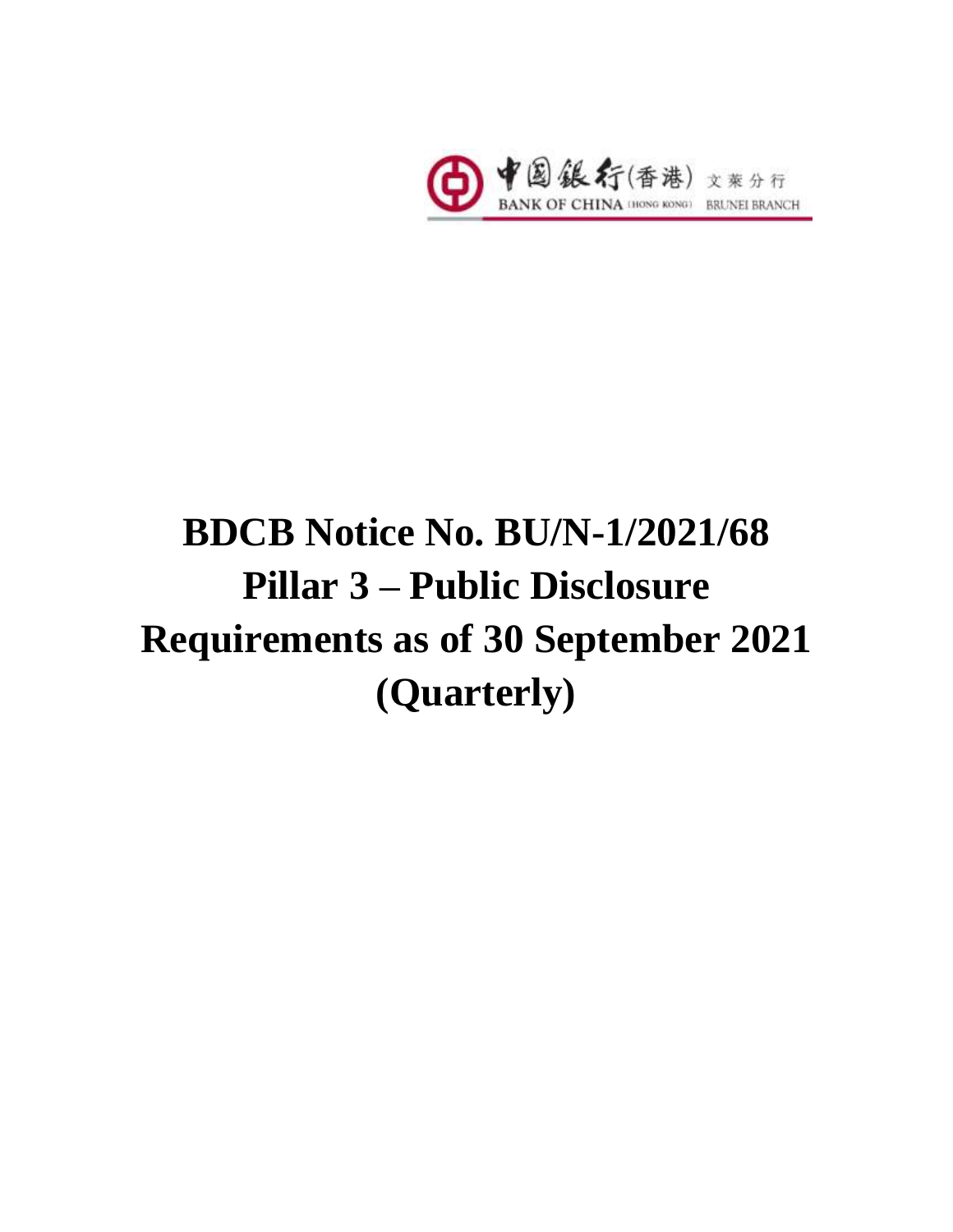中国銀行(香港) 文萊分行
BANK OF CHINA (HONG KONG) BRUNEI BRANCH

# BDCB Notice No. BU/N-1/2021/68 Pillar 3 – Public Disclosure Requirements as of 30 September 2021 (Quarterly)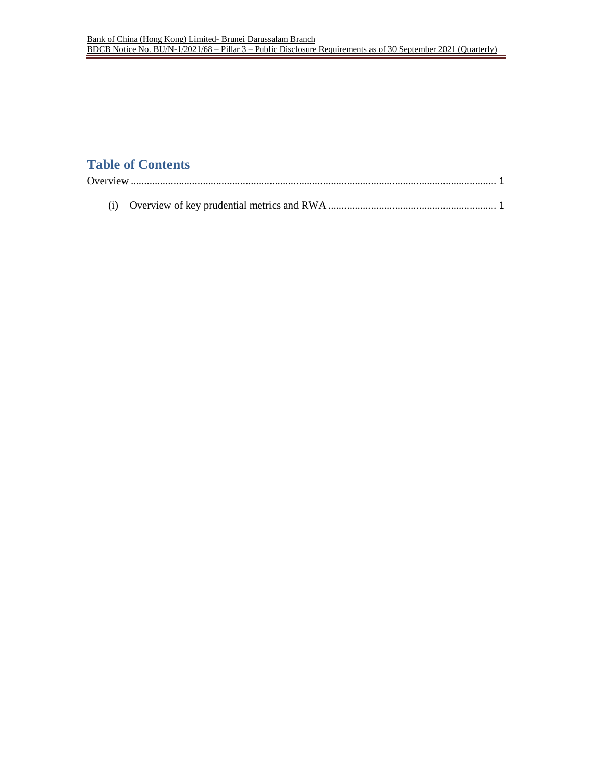# Table of Contents

Overview ........................................................................................................................................ 1

(i) Overview of key prudential metrics and RWA ............................................................... 1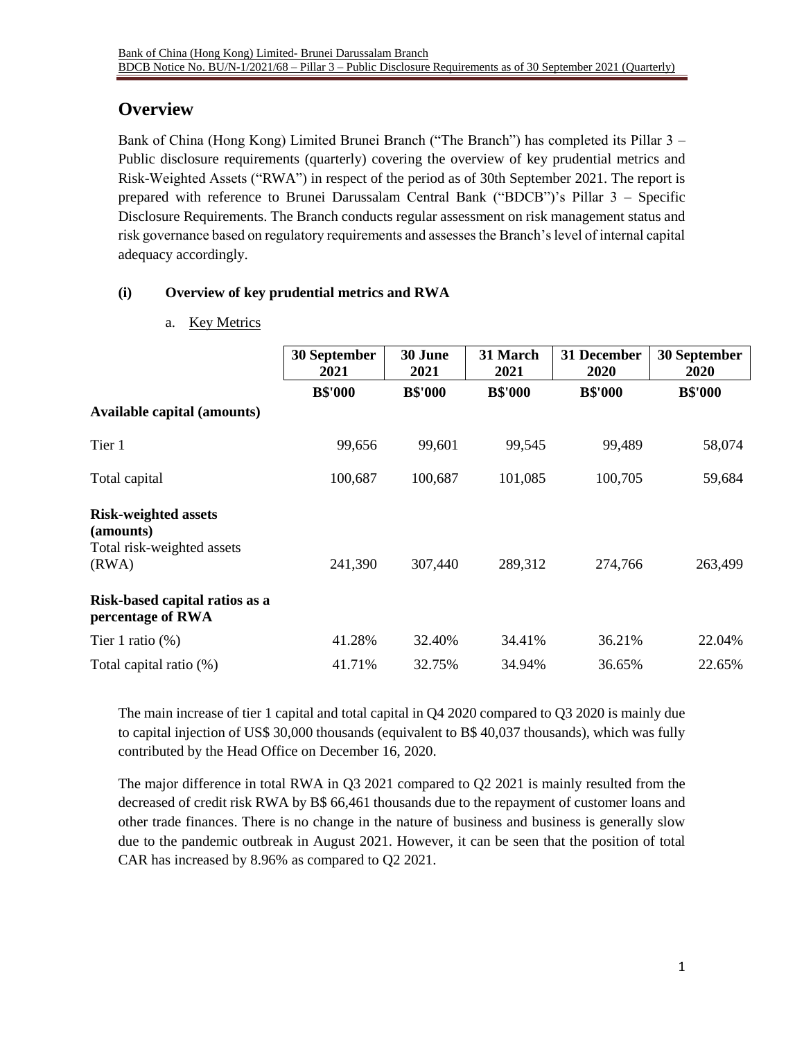# Overview

Bank of China (Hong Kong) Limited Brunei Branch ("The Branch") has completed its Pillar 3 – Public disclosure requirements (quarterly) covering the overview of key prudential metrics and Risk-Weighted Assets ("RWA") in respect of the period as of 30th September 2021. The report is prepared with reference to Brunei Darussalam Central Bank ("BDCB")'s Pillar 3 – Specific Disclosure Requirements. The Branch conducts regular assessment on risk management status and risk governance based on regulatory requirements and assesses the Branch's level of internal capital adequacy accordingly.

### (i) Overview of key prudential metrics and RWA

a. Key Metrics

| | 30 September 2021 | 30 June 2021 | 31 March 2021 | 31 December 2020 | 30 September 2020 |
|---|---|---|---|---|---|
| | **B$'000** | **B$'000** | **B$'000** | **B$'000** | **B$'000** |
| **Available capital (amounts)** | | | | | |
| Tier 1 | 99,656 | 99,601 | 99,545 | 99,489 | 58,074 |
| Total capital | 100,687 | 100,687 | 101,085 | 100,705 | 59,684 |
| **Risk-weighted assets (amounts)** | | | | | |
| Total risk-weighted assets (RWA) | 241,390 | 307,440 | 289,312 | 274,766 | 263,499 |
| **Risk-based capital ratios as a percentage of RWA** | | | | | |
| Tier 1 ratio (%) | 41.28% | 32.40% | 34.41% | 36.21% | 22.04% |
| Total capital ratio (%) | 41.71% | 32.75% | 34.94% | 36.65% | 22.65% |

The main increase of tier 1 capital and total capital in Q4 2020 compared to Q3 2020 is mainly due to capital injection of US$ 30,000 thousands (equivalent to B$ 40,037 thousands), which was fully contributed by the Head Office on December 16, 2020.

The major difference in total RWA in Q3 2021 compared to Q2 2021 is mainly resulted from the decreased of credit risk RWA by B$ 66,461 thousands due to the repayment of customer loans and other trade finances. There is no change in the nature of business and business is generally slow due to the pandemic outbreak in August 2021. However, it can be seen that the position of total CAR has increased by 8.96% as compared to Q2 2021.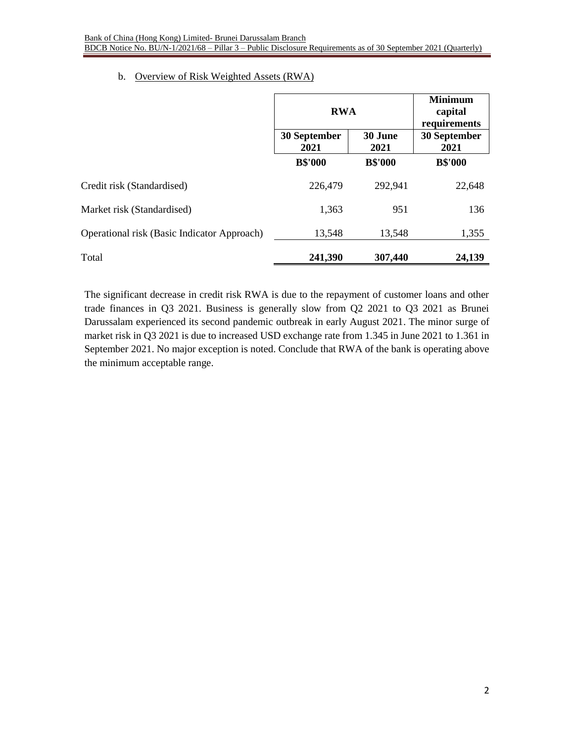b. Overview of Risk Weighted Assets (RWA)

| | RWA | | Minimum capital requirements |
|---|---|---|---|
| | 30 September 2021 | 30 June 2021 | 30 September 2021 |
| | **B$'000** | **B$'000** | **B$'000** |
| Credit risk (Standardised) | 226,479 | 292,941 | 22,648 |
| Market risk (Standardised) | 1,363 | 951 | 136 |
| Operational risk (Basic Indicator Approach) | 13,548 | 13,548 | 1,355 |
| Total | **241,390** | **307,440** | **24,139** |

The significant decrease in credit risk RWA is due to the repayment of customer loans and other trade finances in Q3 2021. Business is generally slow from Q2 2021 to Q3 2021 as Brunei Darussalam experienced its second pandemic outbreak in early August 2021. The minor surge of market risk in Q3 2021 is due to increased USD exchange rate from 1.345 in June 2021 to 1.361 in September 2021. No major exception is noted. Conclude that RWA of the bank is operating above the minimum acceptable range.